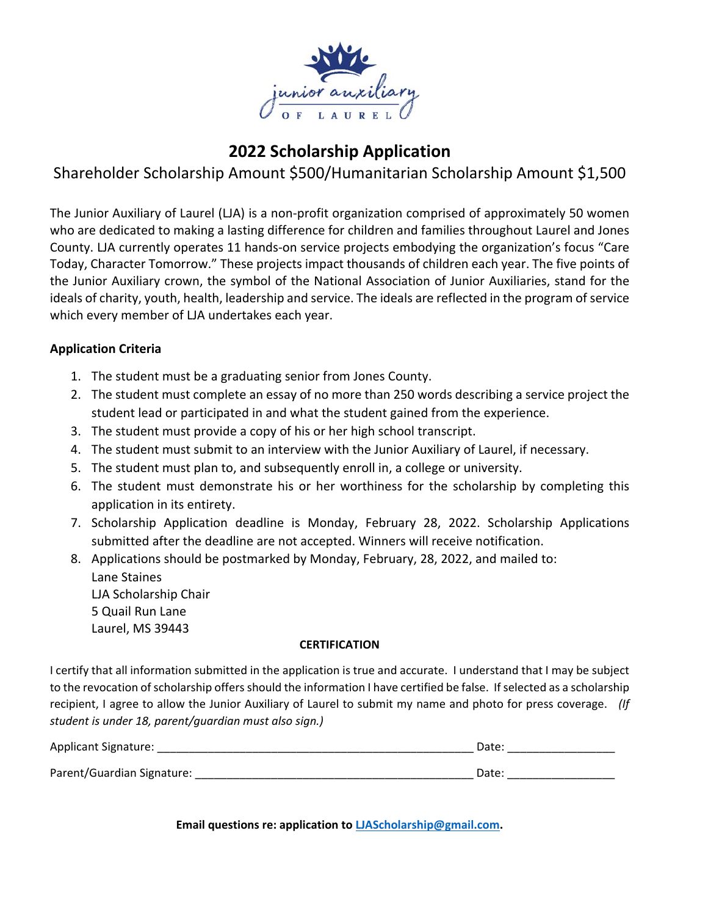# 2022 Scholarship Application

Shareholder Scholarship Amount $500/Humanitarian Scholarship Amount $1,500

The Junior Auxiliary of Laurel (LJA) is a non-profit organization comprised of approximately 50 women who are dedicated to making a lasting difference for children and families throughout Laurel and Jones County. LJA currently operates 11 hands-on service projects embodying the organization's focus "Care Today, Character Tomorrow." These projects impact thousands of children each year. The five points of the Junior Auxiliary crown, the symbol of the National Association of Junior Auxiliaries, stand for the ideals of charity, youth, health, leadership and service. The ideals are reflected in the program of service which every member of LJA undertakes each year.

**Application Criteria**

1. The student must be a graduating senior from Jones County.
2. The student must complete an essay of no more than 250 words describing a service project the student lead or participated in and what the student gained from the experience.
3. The student must provide a copy of his or her high school transcript.
4. The student must submit to an interview with the Junior Auxiliary of Laurel, if necessary.
5. The student must plan to, and subsequently enroll in, a college or university.
6. The student must demonstrate his or her worthiness for the scholarship by completing this application in its entirety.
7. Scholarship Application deadline is Monday, February 28, 2022. Scholarship Applications submitted after the deadline are not accepted. Winners will receive notification.
8. Applications should be postmarked by Monday, February, 28, 2022, and mailed to:
   Lane Staines
   LJA Scholarship Chair
   5 Quail Run Lane
   Laurel, MS 39443

**CERTIFICATION**

I certify that all information submitted in the application is true and accurate. I understand that I may be subject to the revocation of scholarship offers should the information I have certified be false. If selected as a scholarship recipient, I agree to allow the Junior Auxiliary of Laurel to submit my name and photo for press coverage. *(If student is under 18, parent/guardian must also sign.)*

Applicant Signature: ____________________________________________ Date: _______________

Parent/Guardian Signature: ______________________________________ Date: _______________

**Email questions re: application to LJAScholarship@gmail.com.**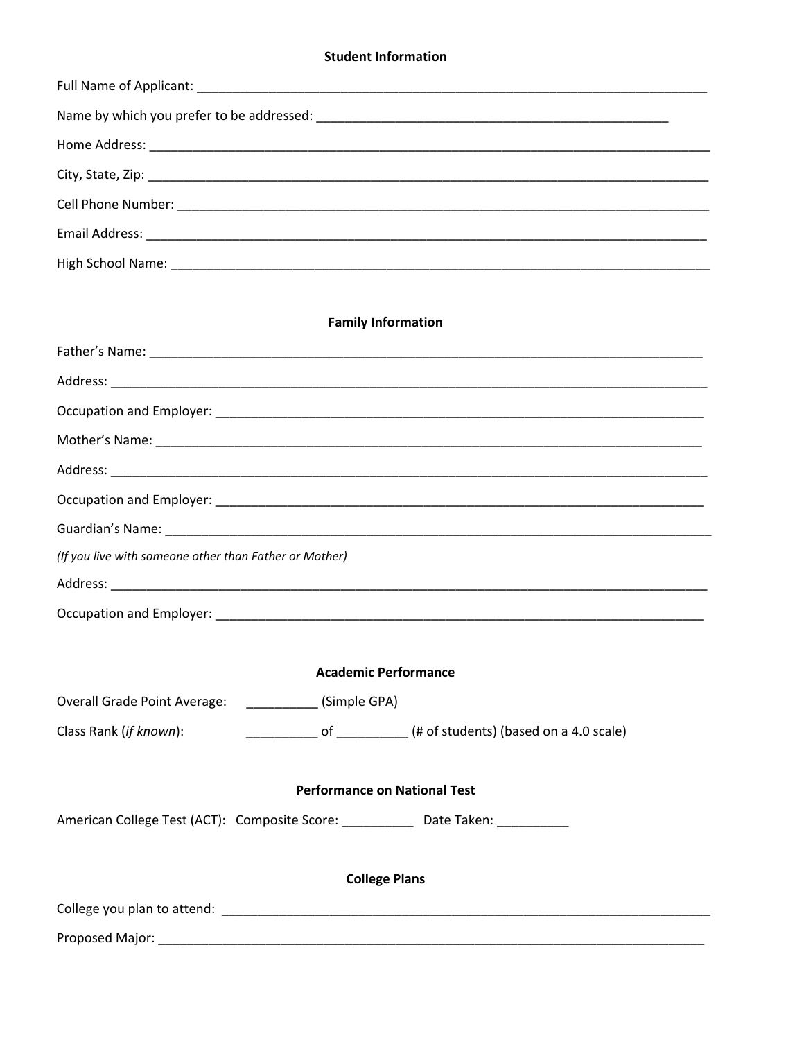## Student Information

Full Name of Applicant: ______________________________________________________________________

Name by which you prefer to be addressed: ______________________________________________

Home Address: ________________________________________________________________________

City, State, Zip: ________________________________________________________________________

Cell Phone Number: ____________________________________________________________________

Email Address: ________________________________________________________________________

High School Name: _____________________________________________________________________

## Family Information

Father's Name: _______________________________________________________________________

Address: _____________________________________________________________________________

Occupation and Employer: _______________________________________________________________

Mother's Name: _______________________________________________________________________

Address: _____________________________________________________________________________

Occupation and Employer: _______________________________________________________________

Guardian's Name: ______________________________________________________________________

*(If you live with someone other than Father or Mother)*

Address: _____________________________________________________________________________

Occupation and Employer: _______________________________________________________________

## Academic Performance

Overall Grade Point Average: __________ (Simple GPA)

Class Rank (*if known*): __________ of __________ (# of students) (based on a 4.0 scale)

## Performance on National Test

American College Test (ACT): Composite Score: __________ Date Taken: __________

## College Plans

College you plan to attend: _____________________________________________________________

Proposed Major: _______________________________________________________________________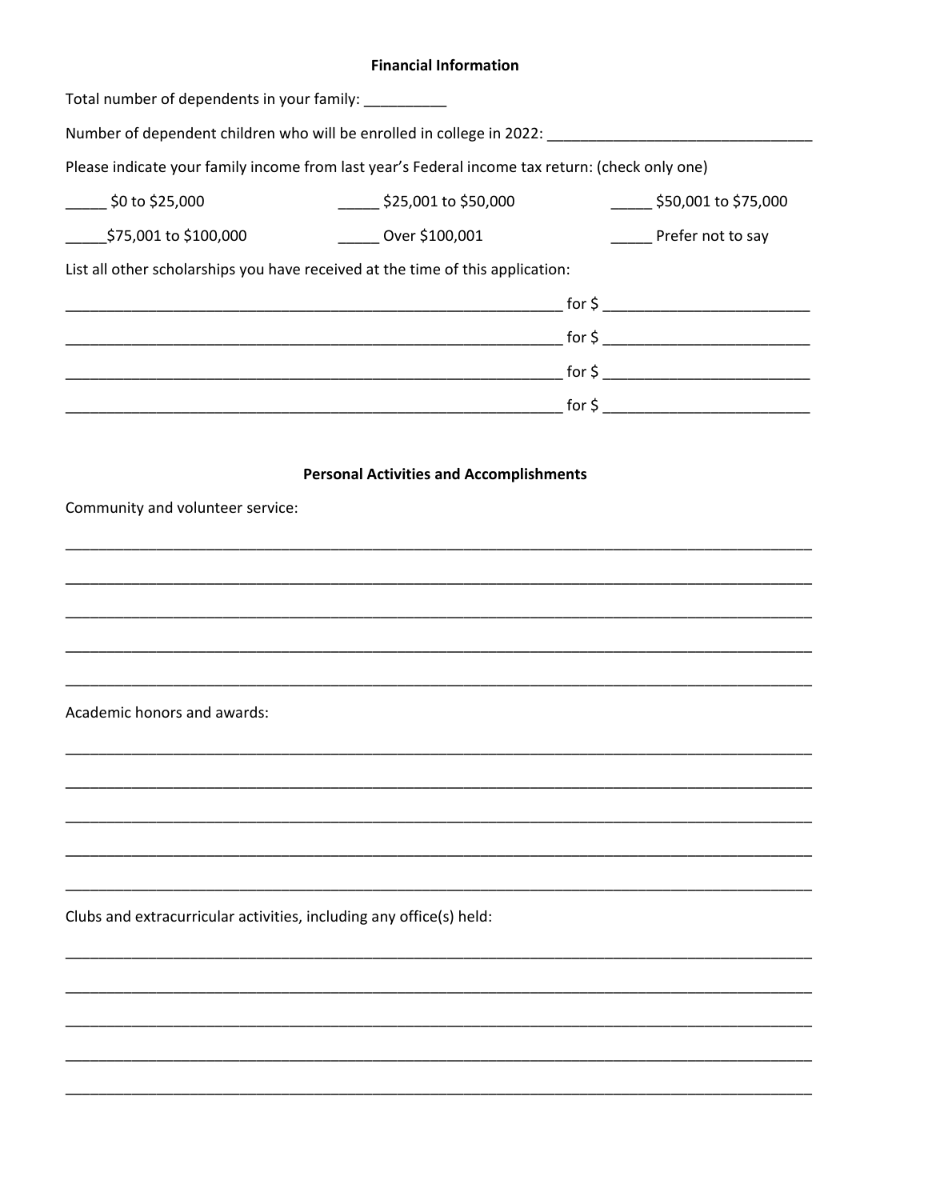## Financial Information

Total number of dependents in your family: __________

Number of dependent children who will be enrolled in college in 2022: _______________________________

Please indicate your family income from last year's Federal income tax return: (check only one)

_____ $0 to $25,000 _____ $25,001 to $50,000 _____ $50,001 to $75,000

_____$75,001 to $100,000 _____ Over $100,001 _____ Prefer not to say

List all other scholarships you have received at the time of this application:

_____________________________________________________________ for $ ________________________

_____________________________________________________________ for $ ________________________

_____________________________________________________________ for $ ________________________

_____________________________________________________________ for $ ________________________

## Personal Activities and Accomplishments

Community and volunteer service:

_____________________________________________________________________________________________

_____________________________________________________________________________________________

_____________________________________________________________________________________________

_____________________________________________________________________________________________

_____________________________________________________________________________________________

Academic honors and awards:

_____________________________________________________________________________________________

_____________________________________________________________________________________________

_____________________________________________________________________________________________

_____________________________________________________________________________________________

_____________________________________________________________________________________________

Clubs and extracurricular activities, including any office(s) held:

_____________________________________________________________________________________________

_____________________________________________________________________________________________

_____________________________________________________________________________________________

_____________________________________________________________________________________________

_____________________________________________________________________________________________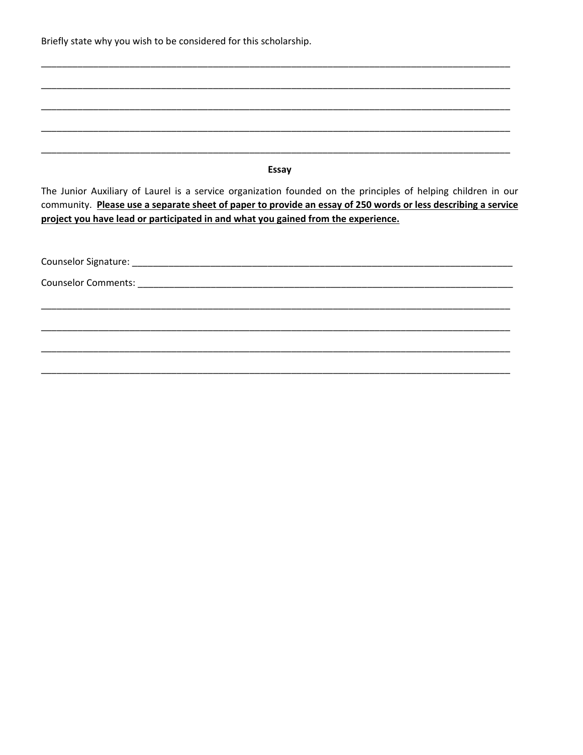Briefly state why you wish to be considered for this scholarship.

_______________________________________________________________________________________________

_______________________________________________________________________________________________

_______________________________________________________________________________________________

_______________________________________________________________________________________________

_______________________________________________________________________________________________

**Essay**

The Junior Auxiliary of Laurel is a service organization founded on the principles of helping children in our community. **<u>Please use a separate sheet of paper to provide an essay of 250 words or less describing a service project you have lead or participated in and what you gained from the experience.</u>**

Counselor Signature: ___________________________________________________________________________

Counselor Comments: __________________________________________________________________________

_______________________________________________________________________________________________

_______________________________________________________________________________________________

_______________________________________________________________________________________________

_______________________________________________________________________________________________